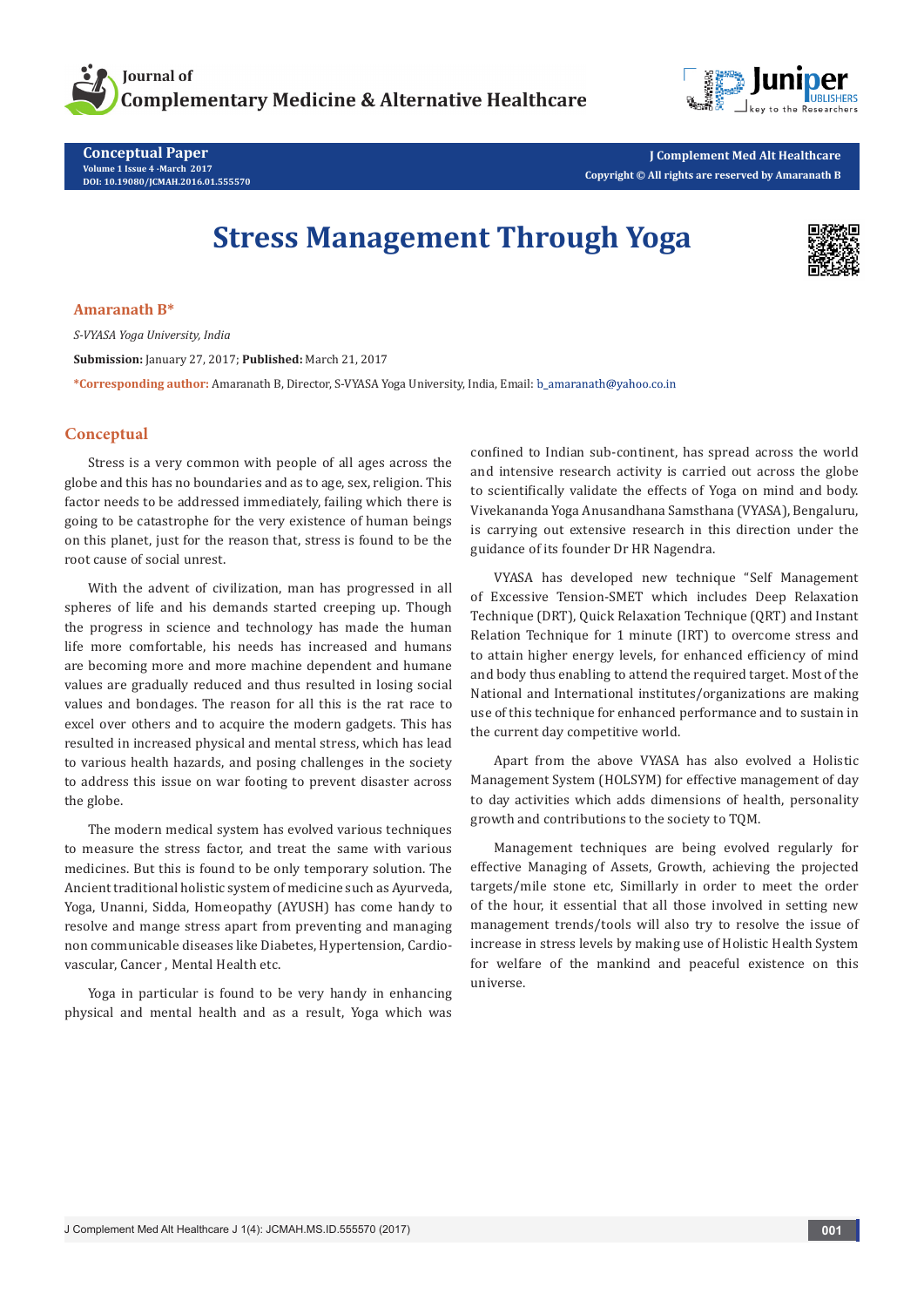**Conceptual Paper**

# Stress Management Through Yoga

**Amaranath B***

*S-VYASA Yoga University, India*

**Submission:** January 27, 2017; **Published:** March 21, 2017

***Corresponding author:** Amaranath B, Director, S-VYASA Yoga University, India, Email: b_amaranath@yahoo.co.in

## Conceptual

Stress is a very common with people of all ages across the globe and this has no boundaries and as to age, sex, religion. This factor needs to be addressed immediately, failing which there is going to be catastrophe for the very existence of human beings on this planet, just for the reason that, stress is found to be the root cause of social unrest.

With the advent of civilization, man has progressed in all spheres of life and his demands started creeping up. Though the progress in science and technology has made the human life more comfortable, his needs has increased and humans are becoming more and more machine dependent and humane values are gradually reduced and thus resulted in losing social values and bondages. The reason for all this is the rat race to excel over others and to acquire the modern gadgets. This has resulted in increased physical and mental stress, which has lead to various health hazards, and posing challenges in the society to address this issue on war footing to prevent disaster across the globe.

The modern medical system has evolved various techniques to measure the stress factor, and treat the same with various medicines. But this is found to be only temporary solution. The Ancient traditional holistic system of medicine such as Ayurveda, Yoga, Unanni, Sidda, Homeopathy (AYUSH) has come handy to resolve and mange stress apart from preventing and managing non communicable diseases like Diabetes, Hypertension, Cardio-vascular, Cancer , Mental Health etc.

Yoga in particular is found to be very handy in enhancing physical and mental health and as a result, Yoga which was confined to Indian sub-continent, has spread across the world and intensive research activity is carried out across the globe to scientifically validate the effects of Yoga on mind and body. Vivekananda Yoga Anusandhana Samsthana (VYASA), Bengaluru, is carrying out extensive research in this direction under the guidance of its founder Dr HR Nagendra.

VYASA has developed new technique "Self Management of Excessive Tension-SMET which includes Deep Relaxation Technique (DRT), Quick Relaxation Technique (QRT) and Instant Relation Technique for 1 minute (IRT) to overcome stress and to attain higher energy levels, for enhanced efficiency of mind and body thus enabling to attend the required target. Most of the National and International institutes/organizations are making use of this technique for enhanced performance and to sustain in the current day competitive world.

Apart from the above VYASA has also evolved a Holistic Management System (HOLSYM) for effective management of day to day activities which adds dimensions of health, personality growth and contributions to the society to TQM.

Management techniques are being evolved regularly for effective Managing of Assets, Growth, achieving the projected targets/mile stone etc, Simillarly in order to meet the order of the hour, it essential that all those involved in setting new management trends/tools will also try to resolve the issue of increase in stress levels by making use of Holistic Health System for welfare of the mankind and peaceful existence on this universe.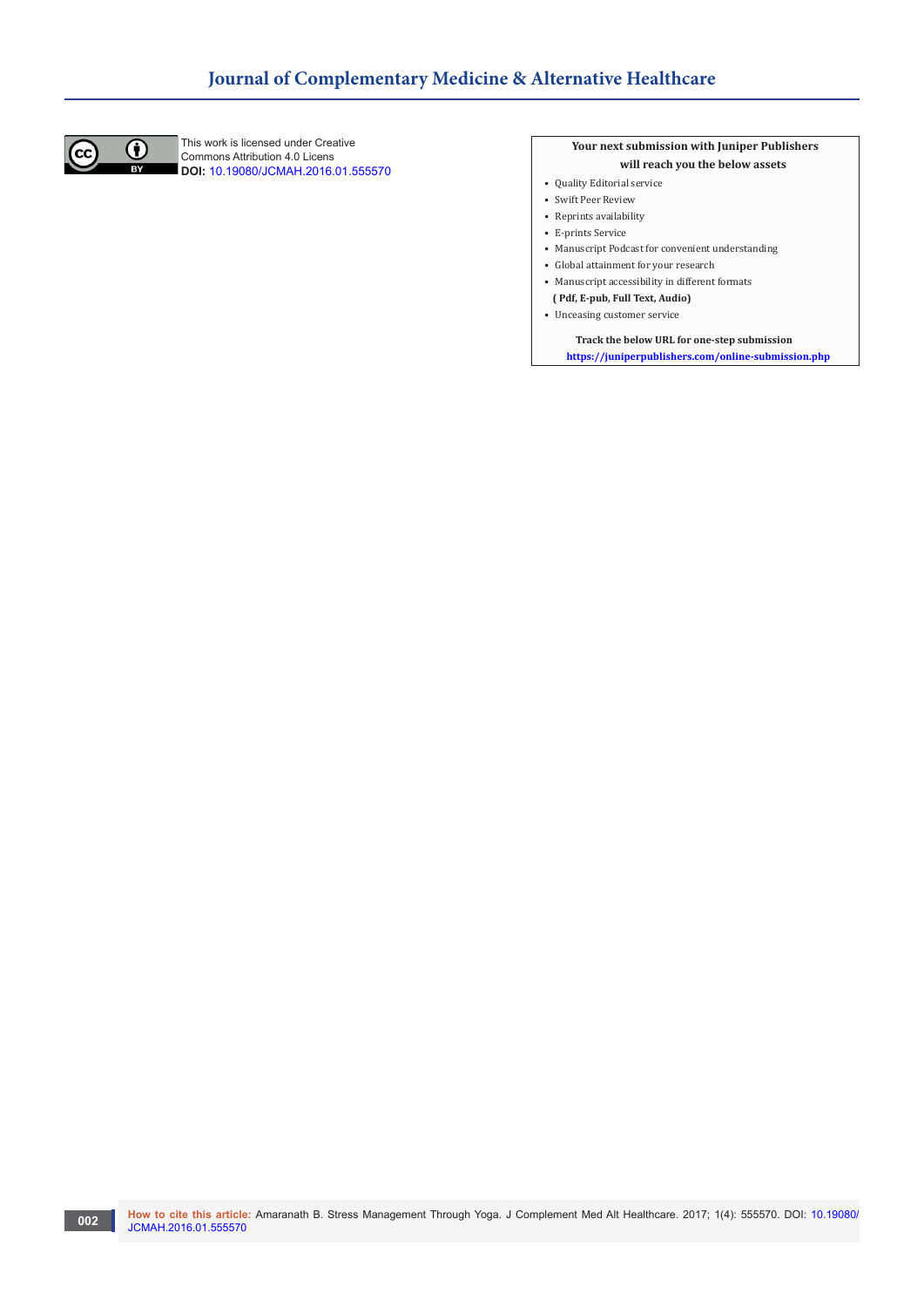This work is licensed under Creative Commons Attribution 4.0 Licens
**DOI:** 10.19080/JCMAH.2016.01.555570

**Your next submission with Juniper Publishers will reach you the below assets**

- Quality Editorial service
- Swift Peer Review
- Reprints availability
- E-prints Service
- Manuscript Podcast for convenient understanding
- Global attainment for your research
- Manuscript accessibility in different formats
  **( Pdf, E-pub, Full Text, Audio)**
- Unceasing customer service

**Track the below URL for one-step submission**
**https://juniperpublishers.com/online-submission.php**

**How to cite this article:** Amaranath B. Stress Management Through Yoga. J Complement Med Alt Healthcare. 2017; 1(4): 555570. DOI: 10.19080/JCMAH.2016.01.555570